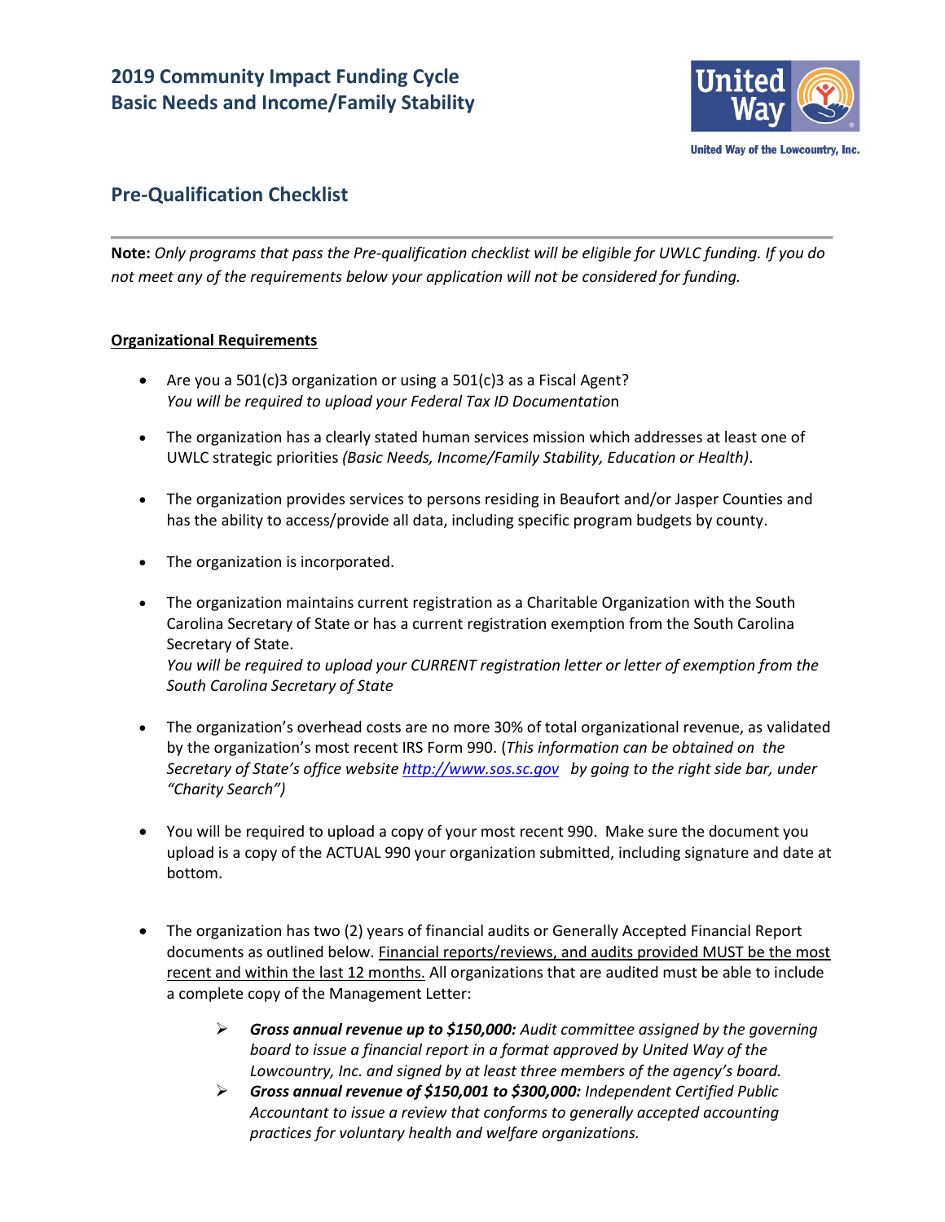# 2019 Community Impact Funding Cycle
# Basic Needs and Income/Family Stability

United Way of the Lowcountry, Inc.

## Pre-Qualification Checklist

**Note:** *Only programs that pass the Pre-qualification checklist will be eligible for UWLC funding. If you do not meet any of the requirements below your application will not be considered for funding.*

**Organizational Requirements**

- Are you a 501(c)3 organization or using a 501(c)3 as a Fiscal Agent?
  *You will be required to upload your Federal Tax ID Documentation*

- The organization has a clearly stated human services mission which addresses at least one of UWLC strategic priorities *(Basic Needs, Income/Family Stability, Education or Health)*.

- The organization provides services to persons residing in Beaufort and/or Jasper Counties and has the ability to access/provide all data, including specific program budgets by county.

- The organization is incorporated.

- The organization maintains current registration as a Charitable Organization with the South Carolina Secretary of State or has a current registration exemption from the South Carolina Secretary of State.
  *You will be required to upload your CURRENT registration letter or letter of exemption from the South Carolina Secretary of State*

- The organization's overhead costs are no more 30% of total organizational revenue, as validated by the organization's most recent IRS Form 990. (*This information can be obtained on the Secretary of State's office website [http://www.sos.sc.gov](http://www.sos.sc.gov) by going to the right side bar, under "Charity Search")*

- You will be required to upload a copy of your most recent 990. Make sure the document you upload is a copy of the ACTUAL 990 your organization submitted, including signature and date at bottom.

- The organization has two (2) years of financial audits or Generally Accepted Financial Report documents as outlined below. Financial reports/reviews, and audits provided MUST be the most recent and within the last 12 months. All organizations that are audited must be able to include a complete copy of the Management Letter:
  - ***Gross annual revenue up to $150,000:*** *Audit committee assigned by the governing board to issue a financial report in a format approved by United Way of the Lowcountry, Inc. and signed by at least three members of the agency's board.*
  - ***Gross annual revenue of $150,001 to $300,000:*** *Independent Certified Public Accountant to issue a review that conforms to generally accepted accounting practices for voluntary health and welfare organizations.*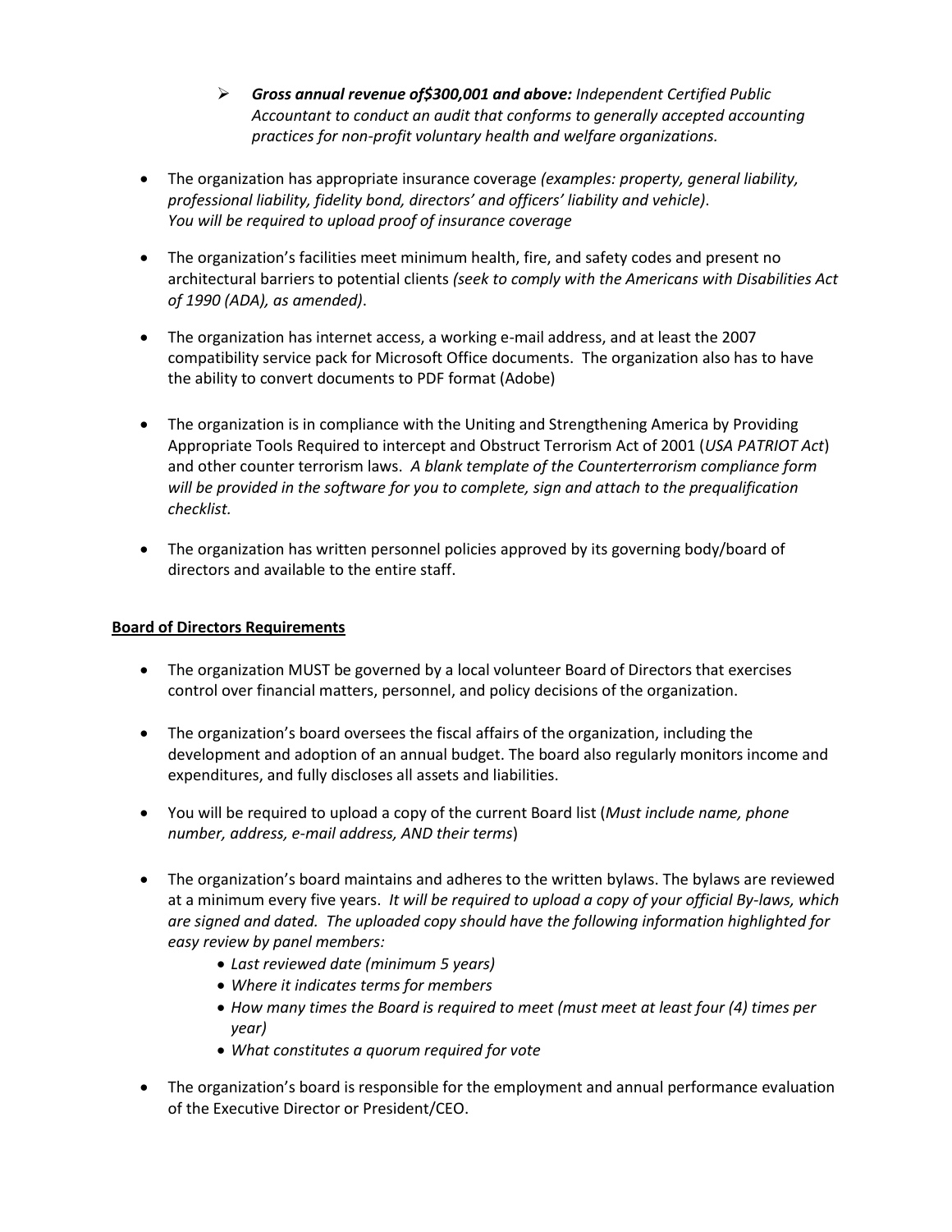- ***Gross annual revenue of$300,001 and above:*** *Independent Certified Public Accountant to conduct an audit that conforms to generally accepted accounting practices for non-profit voluntary health and welfare organizations.*

- The organization has appropriate insurance coverage *(examples: property, general liability, professional liability, fidelity bond, directors' and officers' liability and vehicle). You will be required to upload proof of insurance coverage*

- The organization's facilities meet minimum health, fire, and safety codes and present no architectural barriers to potential clients *(seek to comply with the Americans with Disabilities Act of 1990 (ADA), as amended)*.

- The organization has internet access, a working e-mail address, and at least the 2007 compatibility service pack for Microsoft Office documents. The organization also has to have the ability to convert documents to PDF format (Adobe)

- The organization is in compliance with the Uniting and Strengthening America by Providing Appropriate Tools Required to intercept and Obstruct Terrorism Act of 2001 (*USA PATRIOT Act*) and other counter terrorism laws. *A blank template of the Counterterrorism compliance form will be provided in the software for you to complete, sign and attach to the prequalification checklist.*

- The organization has written personnel policies approved by its governing body/board of directors and available to the entire staff.

**Board of Directors Requirements**

- The organization MUST be governed by a local volunteer Board of Directors that exercises control over financial matters, personnel, and policy decisions of the organization.

- The organization's board oversees the fiscal affairs of the organization, including the development and adoption of an annual budget. The board also regularly monitors income and expenditures, and fully discloses all assets and liabilities.

- You will be required to upload a copy of the current Board list (*Must include name, phone number, address, e-mail address, AND their terms*)

- The organization's board maintains and adheres to the written bylaws. The bylaws are reviewed at a minimum every five years. *It will be required to upload a copy of your official By-laws, which are signed and dated. The uploaded copy should have the following information highlighted for easy review by panel members:*
  - *Last reviewed date (minimum 5 years)*
  - *Where it indicates terms for members*
  - *How many times the Board is required to meet (must meet at least four (4) times per year)*
  - *What constitutes a quorum required for vote*

- The organization's board is responsible for the employment and annual performance evaluation of the Executive Director or President/CEO.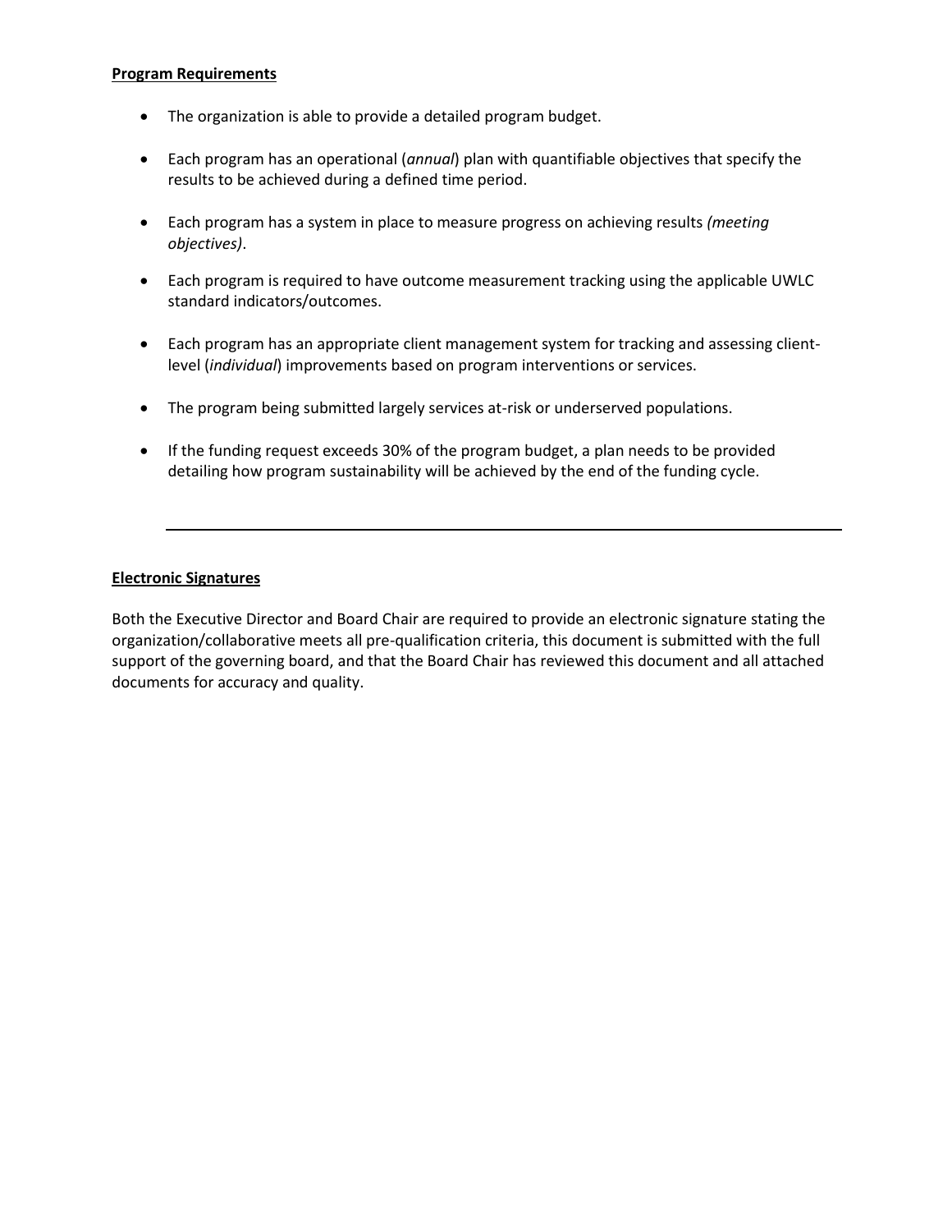**Program Requirements**

- The organization is able to provide a detailed program budget.
- Each program has an operational (*annual*) plan with quantifiable objectives that specify the results to be achieved during a defined time period.
- Each program has a system in place to measure progress on achieving results *(meeting objectives)*.
- Each program is required to have outcome measurement tracking using the applicable UWLC standard indicators/outcomes.
- Each program has an appropriate client management system for tracking and assessing client-level (*individual*) improvements based on program interventions or services.
- The program being submitted largely services at-risk or underserved populations.
- If the funding request exceeds 30% of the program budget, a plan needs to be provided detailing how program sustainability will be achieved by the end of the funding cycle.

---

**Electronic Signatures**

Both the Executive Director and Board Chair are required to provide an electronic signature stating the organization/collaborative meets all pre-qualification criteria, this document is submitted with the full support of the governing board, and that the Board Chair has reviewed this document and all attached documents for accuracy and quality.